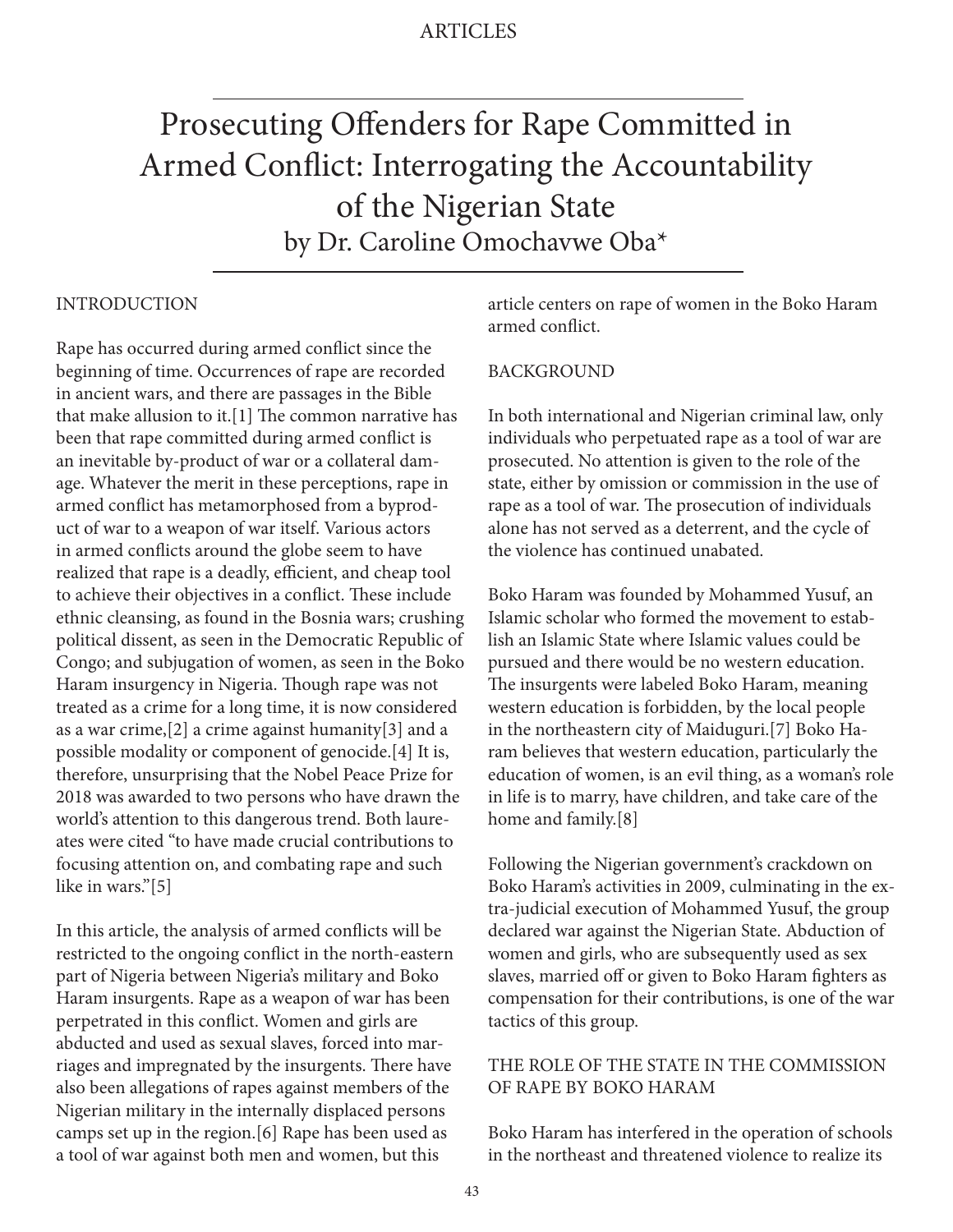# Prosecuting Offenders for Rape Committed in Armed Conflict: Interrogating the Accountability of the Nigerian State

by Dr. Caroline Omochavwe Oba*

## INTRODUCTION

Rape has occurred during armed conflict since the beginning of time. Occurrences of rape are recorded in ancient wars, and there are passages in the Bible that make allusion to it.[1] The common narrative has been that rape committed during armed conflict is an inevitable by-product of war or a collateral damage. Whatever the merit in these perceptions, rape in armed conflict has metamorphosed from a byproduct of war to a weapon of war itself. Various actors in armed conflicts around the globe seem to have realized that rape is a deadly, efficient, and cheap tool to achieve their objectives in a conflict. These include ethnic cleansing, as found in the Bosnia wars; crushing political dissent, as seen in the Democratic Republic of Congo; and subjugation of women, as seen in the Boko Haram insurgency in Nigeria. Though rape was not treated as a crime for a long time, it is now considered as a war crime,[2] a crime against humanity[3] and a possible modality or component of genocide.[4] It is, therefore, unsurprising that the Nobel Peace Prize for 2018 was awarded to two persons who have drawn the world's attention to this dangerous trend. Both laureates were cited "to have made crucial contributions to focusing attention on, and combating rape and such like in wars."[5]

In this article, the analysis of armed conflicts will be restricted to the ongoing conflict in the north-eastern part of Nigeria between Nigeria's military and Boko Haram insurgents. Rape as a weapon of war has been perpetrated in this conflict. Women and girls are abducted and used as sexual slaves, forced into marriages and impregnated by the insurgents. There have also been allegations of rapes against members of the Nigerian military in the internally displaced persons camps set up in the region.[6] Rape has been used as a tool of war against both men and women, but this article centers on rape of women in the Boko Haram armed conflict.

## BACKGROUND

In both international and Nigerian criminal law, only individuals who perpetuated rape as a tool of war are prosecuted. No attention is given to the role of the state, either by omission or commission in the use of rape as a tool of war. The prosecution of individuals alone has not served as a deterrent, and the cycle of the violence has continued unabated.

Boko Haram was founded by Mohammed Yusuf, an Islamic scholar who formed the movement to establish an Islamic State where Islamic values could be pursued and there would be no western education. The insurgents were labeled Boko Haram, meaning western education is forbidden, by the local people in the northeastern city of Maiduguri.[7] Boko Haram believes that western education, particularly the education of women, is an evil thing, as a woman's role in life is to marry, have children, and take care of the home and family.[8]

Following the Nigerian government's crackdown on Boko Haram's activities in 2009, culminating in the extra-judicial execution of Mohammed Yusuf, the group declared war against the Nigerian State. Abduction of women and girls, who are subsequently used as sex slaves, married off or given to Boko Haram fighters as compensation for their contributions, is one of the war tactics of this group.

## THE ROLE OF THE STATE IN THE COMMISSION OF RAPE BY BOKO HARAM

Boko Haram has interfered in the operation of schools in the northeast and threatened violence to realize its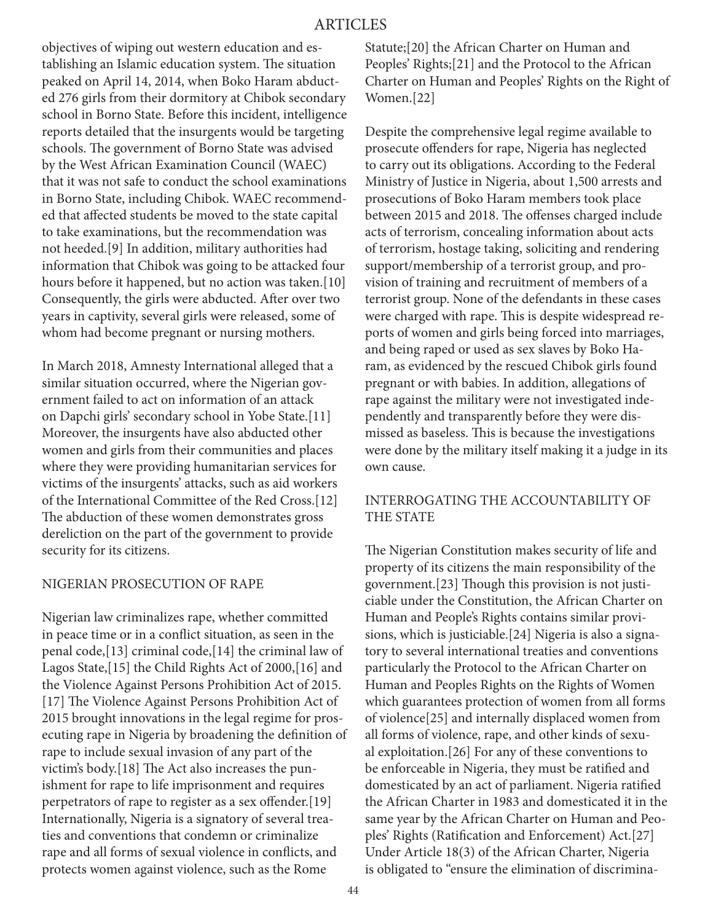objectives of wiping out western education and establishing an Islamic education system. The situation peaked on April 14, 2014, when Boko Haram abducted 276 girls from their dormitory at Chibok secondary school in Borno State. Before this incident, intelligence reports detailed that the insurgents would be targeting schools. The government of Borno State was advised by the West African Examination Council (WAEC) that it was not safe to conduct the school examinations in Borno State, including Chibok. WAEC recommended that affected students be moved to the state capital to take examinations, but the recommendation was not heeded.[9] In addition, military authorities had information that Chibok was going to be attacked four hours before it happened, but no action was taken.[10] Consequently, the girls were abducted. After over two years in captivity, several girls were released, some of whom had become pregnant or nursing mothers.

In March 2018, Amnesty International alleged that a similar situation occurred, where the Nigerian government failed to act on information of an attack on Dapchi girls' secondary school in Yobe State.[11] Moreover, the insurgents have also abducted other women and girls from their communities and places where they were providing humanitarian services for victims of the insurgents' attacks, such as aid workers of the International Committee of the Red Cross.[12] The abduction of these women demonstrates gross dereliction on the part of the government to provide security for its citizens.

## NIGERIAN PROSECUTION OF RAPE

Nigerian law criminalizes rape, whether committed in peace time or in a conflict situation, as seen in the penal code,[13] criminal code,[14] the criminal law of Lagos State,[15] the Child Rights Act of 2000,[16] and the Violence Against Persons Prohibition Act of 2015.[17] The Violence Against Persons Prohibition Act of 2015 brought innovations in the legal regime for prosecuting rape in Nigeria by broadening the definition of rape to include sexual invasion of any part of the victim's body.[18] The Act also increases the punishment for rape to life imprisonment and requires perpetrators of rape to register as a sex offender.[19] Internationally, Nigeria is a signatory of several treaties and conventions that condemn or criminalize rape and all forms of sexual violence in conflicts, and protects women against violence, such as the Rome Statute;[20] the African Charter on Human and Peoples' Rights;[21] and the Protocol to the African Charter on Human and Peoples' Rights on the Right of Women.[22]

Despite the comprehensive legal regime available to prosecute offenders for rape, Nigeria has neglected to carry out its obligations. According to the Federal Ministry of Justice in Nigeria, about 1,500 arrests and prosecutions of Boko Haram members took place between 2015 and 2018. The offenses charged include acts of terrorism, concealing information about acts of terrorism, hostage taking, soliciting and rendering support/membership of a terrorist group, and provision of training and recruitment of members of a terrorist group. None of the defendants in these cases were charged with rape. This is despite widespread reports of women and girls being forced into marriages, and being raped or used as sex slaves by Boko Haram, as evidenced by the rescued Chibok girls found pregnant or with babies. In addition, allegations of rape against the military were not investigated independently and transparently before they were dismissed as baseless. This is because the investigations were done by the military itself making it a judge in its own cause.

## INTERROGATING THE ACCOUNTABILITY OF THE STATE

The Nigerian Constitution makes security of life and property of its citizens the main responsibility of the government.[23] Though this provision is not justiciable under the Constitution, the African Charter on Human and People's Rights contains similar provisions, which is justiciable.[24] Nigeria is also a signatory to several international treaties and conventions particularly the Protocol to the African Charter on Human and Peoples Rights on the Rights of Women which guarantees protection of women from all forms of violence[25] and internally displaced women from all forms of violence, rape, and other kinds of sexual exploitation.[26] For any of these conventions to be enforceable in Nigeria, they must be ratified and domesticated by an act of parliament. Nigeria ratified the African Charter in 1983 and domesticated it in the same year by the African Charter on Human and Peoples' Rights (Ratification and Enforcement) Act.[27] Under Article 18(3) of the African Charter, Nigeria is obligated to "ensure the elimination of discrimina-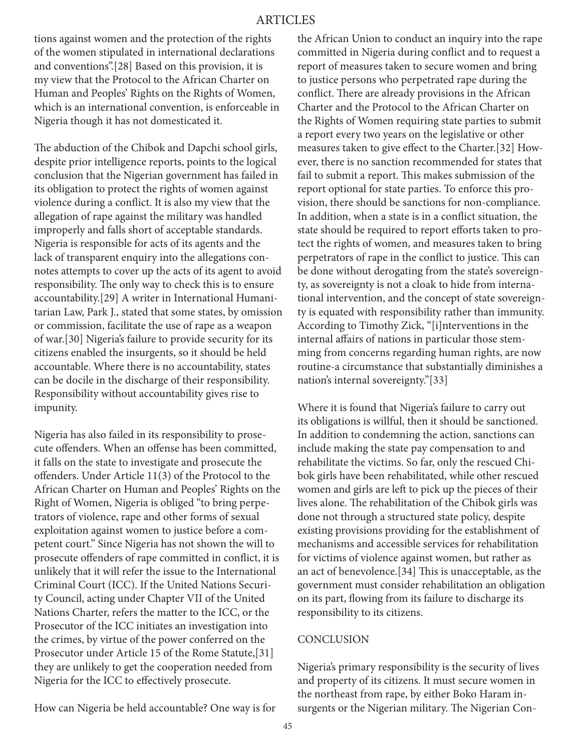tions against women and the protection of the rights of the women stipulated in international declarations and conventions".[28] Based on this provision, it is my view that the Protocol to the African Charter on Human and Peoples' Rights on the Rights of Women, which is an international convention, is enforceable in Nigeria though it has not domesticated it.

The abduction of the Chibok and Dapchi school girls, despite prior intelligence reports, points to the logical conclusion that the Nigerian government has failed in its obligation to protect the rights of women against violence during a conflict. It is also my view that the allegation of rape against the military was handled improperly and falls short of acceptable standards. Nigeria is responsible for acts of its agents and the lack of transparent enquiry into the allegations connotes attempts to cover up the acts of its agent to avoid responsibility. The only way to check this is to ensure accountability.[29] A writer in International Humanitarian Law, Park J., stated that some states, by omission or commission, facilitate the use of rape as a weapon of war.[30] Nigeria's failure to provide security for its citizens enabled the insurgents, so it should be held accountable. Where there is no accountability, states can be docile in the discharge of their responsibility. Responsibility without accountability gives rise to impunity.

Nigeria has also failed in its responsibility to prosecute offenders. When an offense has been committed, it falls on the state to investigate and prosecute the offenders. Under Article 11(3) of the Protocol to the African Charter on Human and Peoples' Rights on the Right of Women, Nigeria is obliged "to bring perpetrators of violence, rape and other forms of sexual exploitation against women to justice before a competent court." Since Nigeria has not shown the will to prosecute offenders of rape committed in conflict, it is unlikely that it will refer the issue to the International Criminal Court (ICC). If the United Nations Security Council, acting under Chapter VII of the United Nations Charter, refers the matter to the ICC, or the Prosecutor of the ICC initiates an investigation into the crimes, by virtue of the power conferred on the Prosecutor under Article 15 of the Rome Statute,[31] they are unlikely to get the cooperation needed from Nigeria for the ICC to effectively prosecute.

How can Nigeria be held accountable? One way is for the African Union to conduct an inquiry into the rape committed in Nigeria during conflict and to request a report of measures taken to secure women and bring to justice persons who perpetrated rape during the conflict. There are already provisions in the African Charter and the Protocol to the African Charter on the Rights of Women requiring state parties to submit a report every two years on the legislative or other measures taken to give effect to the Charter.[32] However, there is no sanction recommended for states that fail to submit a report. This makes submission of the report optional for state parties. To enforce this provision, there should be sanctions for non-compliance. In addition, when a state is in a conflict situation, the state should be required to report efforts taken to protect the rights of women, and measures taken to bring perpetrators of rape in the conflict to justice. This can be done without derogating from the state's sovereignty, as sovereignty is not a cloak to hide from international intervention, and the concept of state sovereignty is equated with responsibility rather than immunity. According to Timothy Zick, "[i]nterventions in the internal affairs of nations in particular those stemming from concerns regarding human rights, are now routine-a circumstance that substantially diminishes a nation's internal sovereignty."[33]

Where it is found that Nigeria's failure to carry out its obligations is willful, then it should be sanctioned. In addition to condemning the action, sanctions can include making the state pay compensation to and rehabilitate the victims. So far, only the rescued Chibok girls have been rehabilitated, while other rescued women and girls are left to pick up the pieces of their lives alone. The rehabilitation of the Chibok girls was done not through a structured state policy, despite existing provisions providing for the establishment of mechanisms and accessible services for rehabilitation for victims of violence against women, but rather as an act of benevolence.[34] This is unacceptable, as the government must consider rehabilitation an obligation on its part, flowing from its failure to discharge its responsibility to its citizens.

## CONCLUSION

Nigeria's primary responsibility is the security of lives and property of its citizens. It must secure women in the northeast from rape, by either Boko Haram insurgents or the Nigerian military. The Nigerian Con-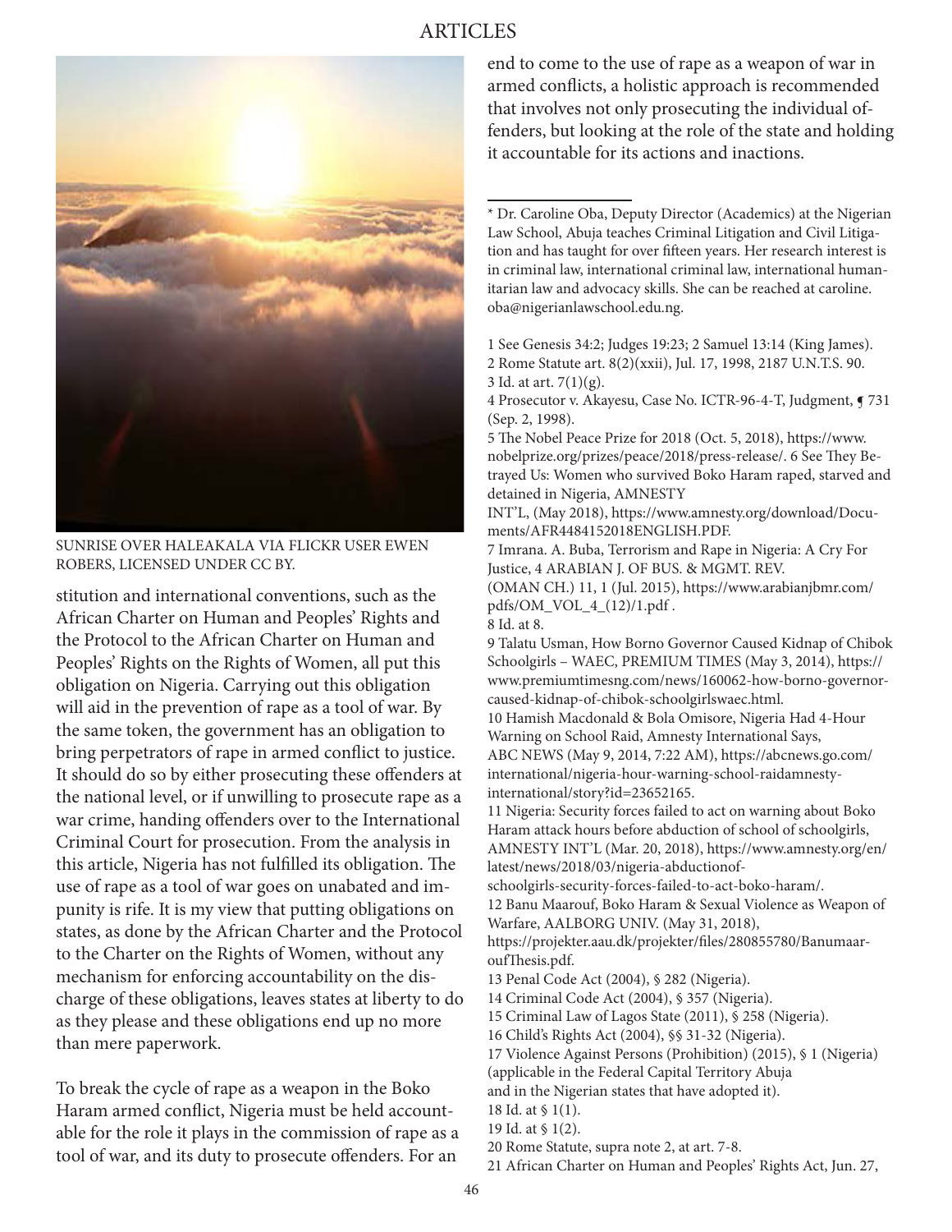SUNRISE OVER HALEAKALA VIA FLICKR USER EWEN ROBERS, LICENSED UNDER CC BY.

stitution and international conventions, such as the African Charter on Human and Peoples' Rights and the Protocol to the African Charter on Human and Peoples' Rights on the Rights of Women, all put this obligation on Nigeria. Carrying out this obligation will aid in the prevention of rape as a tool of war. By the same token, the government has an obligation to bring perpetrators of rape in armed conflict to justice. It should do so by either prosecuting these offenders at the national level, or if unwilling to prosecute rape as a war crime, handing offenders over to the International Criminal Court for prosecution. From the analysis in this article, Nigeria has not fulfilled its obligation. The use of rape as a tool of war goes on unabated and impunity is rife. It is my view that putting obligations on states, as done by the African Charter and the Protocol to the Charter on the Rights of Women, without any mechanism for enforcing accountability on the discharge of these obligations, leaves states at liberty to do as they please and these obligations end up no more than mere paperwork.

To break the cycle of rape as a weapon in the Boko Haram armed conflict, Nigeria must be held accountable for the role it plays in the commission of rape as a tool of war, and its duty to prosecute offenders. For an end to come to the use of rape as a weapon of war in armed conflicts, a holistic approach is recommended that involves not only prosecuting the individual offenders, but looking at the role of the state and holding it accountable for its actions and inactions.

---

\* Dr. Caroline Oba, Deputy Director (Academics) at the Nigerian Law School, Abuja teaches Criminal Litigation and Civil Litigation and has taught for over fifteen years. Her research interest is in criminal law, international criminal law, international humanitarian law and advocacy skills. She can be reached at caroline.oba@nigerianlawschool.edu.ng.

1 See Genesis 34:2; Judges 19:23; 2 Samuel 13:14 (King James).

2 Rome Statute art. 8(2)(xxii), Jul. 17, 1998, 2187 U.N.T.S. 90.

3 Id. at art. 7(1)(g).

4 Prosecutor v. Akayesu, Case No. ICTR-96-4-T, Judgment, ¶ 731 (Sep. 2, 1998).

5 The Nobel Peace Prize for 2018 (Oct. 5, 2018), https://www.nobelprize.org/prizes/peace/2018/press-release/.

6 See They Betrayed Us: Women who survived Boko Haram raped, starved and detained in Nigeria, AMNESTY INT'L, (May 2018), https://www.amnesty.org/download/Documents/AFR4484152018ENGLISH.PDF.

7 Imrana. A. Buba, Terrorism and Rape in Nigeria: A Cry For Justice, 4 ARABIAN J. OF BUS. & MGMT. REV. (OMAN CH.) 11, 1 (Jul. 2015), https://www.arabianjbmr.com/pdfs/OM_VOL_4_(12)/1.pdf .

8 Id. at 8.

9 Talatu Usman, How Borno Governor Caused Kidnap of Chibok Schoolgirls – WAEC, PREMIUM TIMES (May 3, 2014), https://www.premiumtimesng.com/news/160062-how-borno-governor-caused-kidnap-of-chibok-schoolgirlswaec.html.

10 Hamish Macdonald & Bola Omisore, Nigeria Had 4-Hour Warning on School Raid, Amnesty International Says, ABC NEWS (May 9, 2014, 7:22 AM), https://abcnews.go.com/international/nigeria-hour-warning-school-raidamnesty-international/story?id=23652165.

11 Nigeria: Security forces failed to act on warning about Boko Haram attack hours before abduction of school of schoolgirls, AMNESTY INT'L (Mar. 20, 2018), https://www.amnesty.org/en/latest/news/2018/03/nigeria-abductionof-schoolgirls-security-forces-failed-to-act-boko-haram/.

12 Banu Maarouf, Boko Haram & Sexual Violence as Weapon of Warfare, AALBORG UNIV. (May 31, 2018), https://projekter.aau.dk/projekter/files/280855780/BanumaaroufThesis.pdf.

13 Penal Code Act (2004), § 282 (Nigeria).

14 Criminal Code Act (2004), § 357 (Nigeria).

15 Criminal Law of Lagos State (2011), § 258 (Nigeria).

16 Child's Rights Act (2004), §§ 31-32 (Nigeria).

17 Violence Against Persons (Prohibition) (2015), § 1 (Nigeria) (applicable in the Federal Capital Territory Abuja and in the Nigerian states that have adopted it).

18 Id. at § 1(1).

19 Id. at § 1(2).

20 Rome Statute, supra note 2, at art. 7-8.

21 African Charter on Human and Peoples' Rights Act, Jun. 27,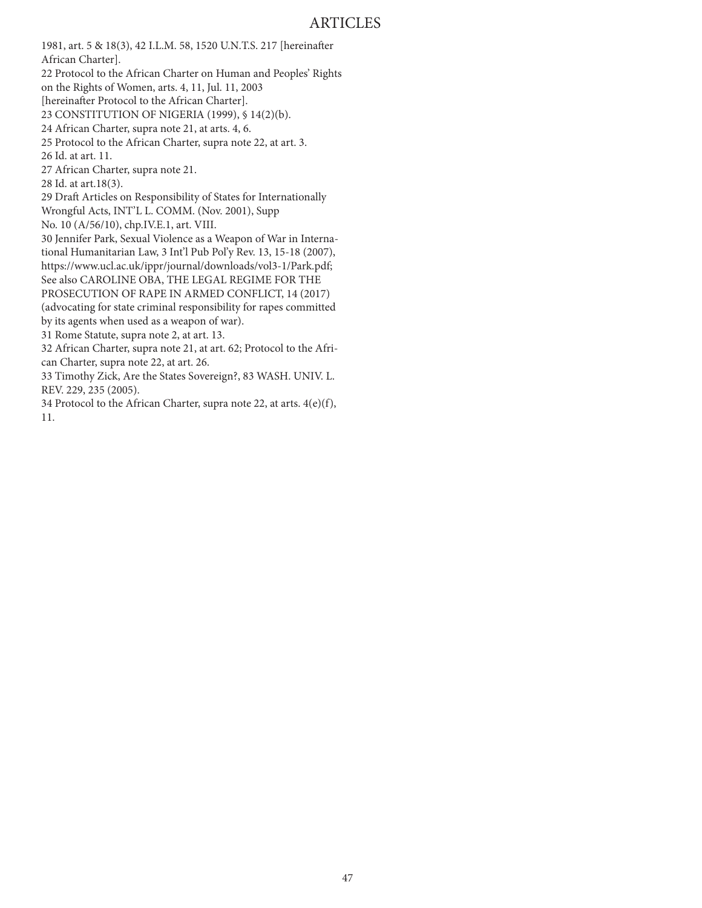1981, art. 5 & 18(3), 42 I.L.M. 58, 1520 U.N.T.S. 217 [hereinafter African Charter].

22 Protocol to the African Charter on Human and Peoples' Rights on the Rights of Women, arts. 4, 11, Jul. 11, 2003 [hereinafter Protocol to the African Charter].

23 CONSTITUTION OF NIGERIA (1999), § 14(2)(b).

24 African Charter, supra note 21, at arts. 4, 6.

25 Protocol to the African Charter, supra note 22, at art. 3.

26 Id. at art. 11.

27 African Charter, supra note 21.

28 Id. at art.18(3).

29 Draft Articles on Responsibility of States for Internationally Wrongful Acts, INT'L L. COMM. (Nov. 2001), Supp No. 10 (A/56/10), chp.IV.E.1, art. VIII.

30 Jennifer Park, Sexual Violence as a Weapon of War in International Humanitarian Law, 3 Int'l Pub Pol'y Rev. 13, 15-18 (2007), https://www.ucl.ac.uk/ippr/journal/downloads/vol3-1/Park.pdf; See also CAROLINE OBA, THE LEGAL REGIME FOR THE PROSECUTION OF RAPE IN ARMED CONFLICT, 14 (2017) (advocating for state criminal responsibility for rapes committed by its agents when used as a weapon of war).

31 Rome Statute, supra note 2, at art. 13.

32 African Charter, supra note 21, at art. 62; Protocol to the African Charter, supra note 22, at art. 26.

33 Timothy Zick, Are the States Sovereign?, 83 WASH. UNIV. L. REV. 229, 235 (2005).

34 Protocol to the African Charter, supra note 22, at arts. 4(e)(f), 11.